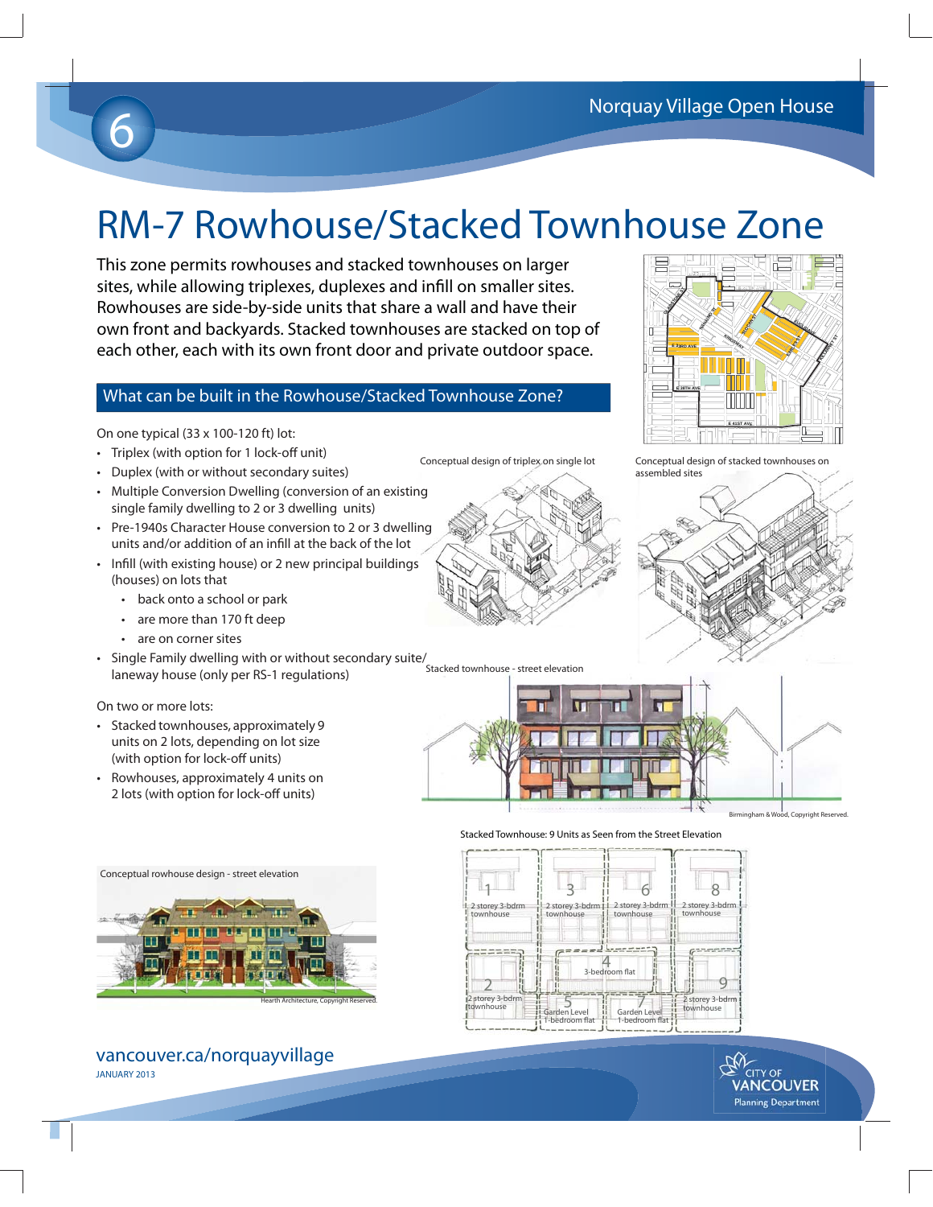# RM-7 Rowhouse/Stacked Townhouse Zone

This zone permits rowhouses and stacked townhouses on larger sites, while allowing triplexes, duplexes and infill on smaller sites. Rowhouses are side-by-side units that share a wall and have their own front and backyards. Stacked townhouses are stacked on top of each other, each with its own front door and private outdoor space.

## What can be built in the Rowhouse/Stacked Townhouse Zone?

On one typical (33 x 100-120 ft) lot:

- Triplex (with option for 1 lock-off unit)
- Duplex (with or without secondary suites)
- Multiple Conversion Dwelling (conversion of an existing single family dwelling to 2 or 3 dwelling units)
- Pre-1940s Character House conversion to 2 or 3 dwelling units and/or addition of an infill at the back of the lot
- Infill (with existing house) or 2 new principal buildings (houses) on lots that
  - back onto a school or park
  - are more than 170 ft deep
  - are on corner sites
- Single Family dwelling with or without secondary suite/ laneway house (only per RS-1 regulations)

On two or more lots:

- Stacked townhouses, approximately 9 units on 2 lots, depending on lot size (with option for lock-off units)
- Rowhouses, approximately 4 units on 2 lots (with option for lock-off units)

Conceptual design of triplex on single lot

Conceptual design of stacked townhouses on assembled sites

Stacked townhouse - street elevation

Birmingham & Wood, Copyright Reserved.

Conceptual rowhouse design - street elevation

Hearth Architecture, Copyright Reserved.

Stacked Townhouse: 9 Units as Seen from the Street Elevation

vancouver.ca/norquayvillage

JANUARY 2013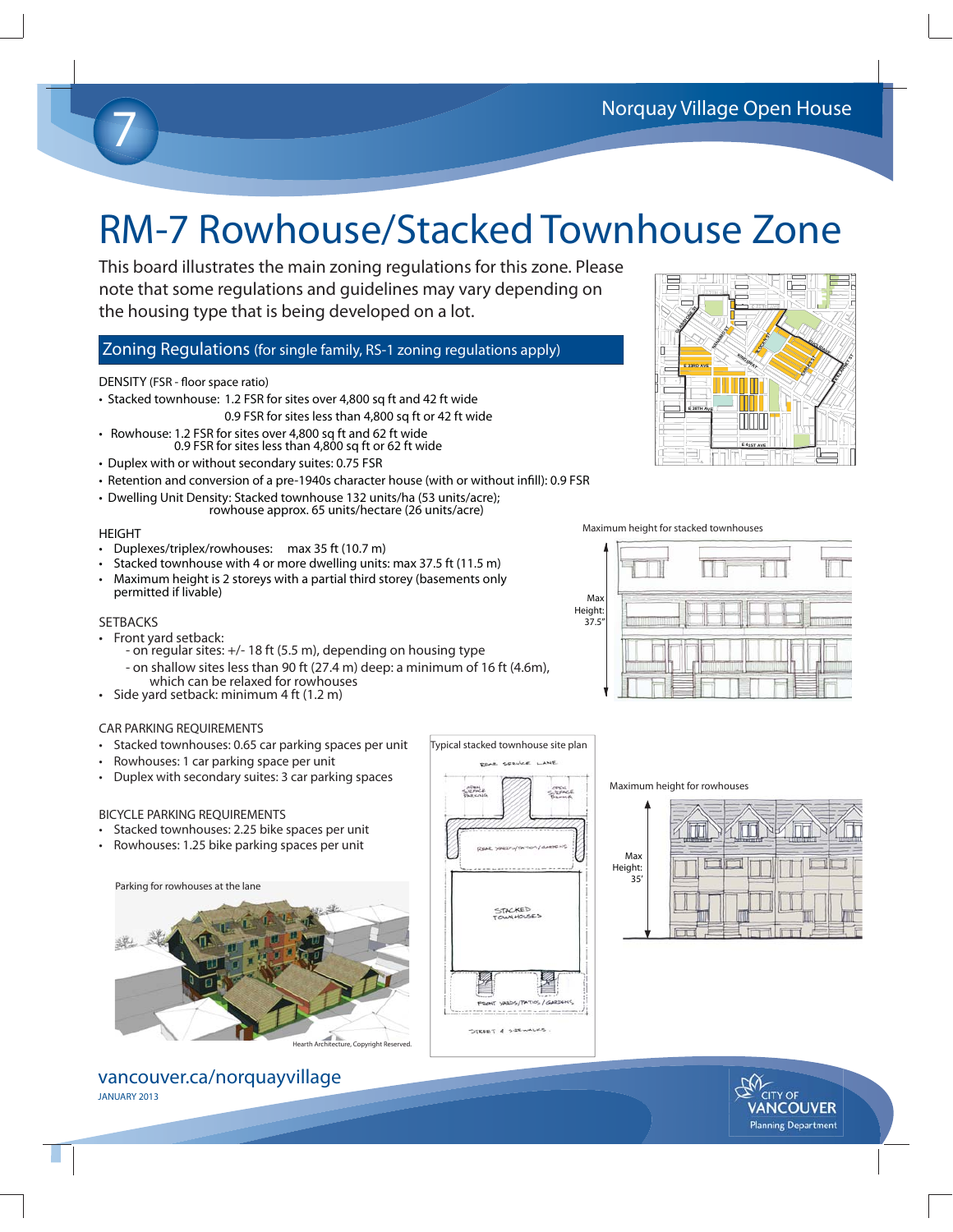# RM-7 Rowhouse/Stacked Townhouse Zone

This board illustrates the main zoning regulations for this zone. Please note that some regulations and guidelines may vary depending on the housing type that is being developed on a lot.

## Zoning Regulations (for single family, RS-1 zoning regulations apply)

DENSITY (FSR - floor space ratio)

- Stacked townhouse: 1.2 FSR for sites over 4,800 sq ft and 42 ft wide
  0.9 FSR for sites less than 4,800 sq ft or 42 ft wide
- Rowhouse: 1.2 FSR for sites over 4,800 sq ft and 62 ft wide
  0.9 FSR for sites less than 4,800 sq ft or 62 ft wide
- Duplex with or without secondary suites: 0.75 FSR
- Retention and conversion of a pre-1940s character house (with or without infill): 0.9 FSR
- Dwelling Unit Density: Stacked townhouse 132 units/ha (53 units/acre);
  rowhouse approx. 65 units/hectare (26 units/acre)

HEIGHT

- Duplexes/triplex/rowhouses: max 35 ft (10.7 m)
- Stacked townhouse with 4 or more dwelling units: max 37.5 ft (11.5 m)
- Maximum height is 2 storeys with a partial third storey (basements only permitted if livable)

SETBACKS

- Front yard setback:
  - on regular sites: +/- 18 ft (5.5 m), depending on housing type
  - on shallow sites less than 90 ft (27.4 m) deep: a minimum of 16 ft (4.6m), which can be relaxed for rowhouses
- Side yard setback: minimum 4 ft (1.2 m)

CAR PARKING REQUIREMENTS

- Stacked townhouses: 0.65 car parking spaces per unit
- Rowhouses: 1 car parking space per unit
- Duplex with secondary suites: 3 car parking spaces

BICYCLE PARKING REQUIREMENTS

- Stacked townhouses: 2.25 bike spaces per unit
- Rowhouses: 1.25 bike parking spaces per unit

Parking for rowhouses at the lane

Hearth Architecture, Copyright Reserved.

Typical stacked townhouse site plan

Maximum height for stacked townhouses

Max Height: 37.5'

Maximum height for rowhouses

Max Height: 35'

vancouver.ca/norquayvillage

JANUARY 2013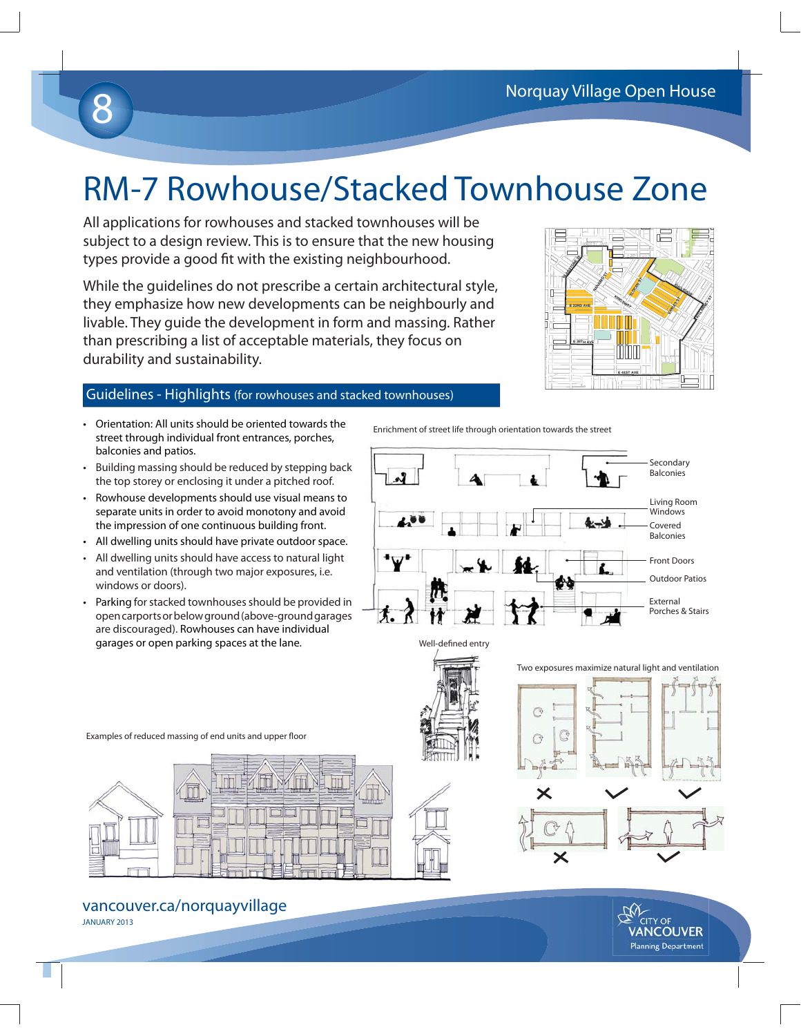# RM-7 Rowhouse/Stacked Townhouse Zone

All applications for rowhouses and stacked townhouses will be subject to a design review. This is to ensure that the new housing types provide a good fit with the existing neighbourhood.

While the guidelines do not prescribe a certain architectural style, they emphasize how new developments can be neighbourly and livable. They guide the development in form and massing. Rather than prescribing a list of acceptable materials, they focus on durability and sustainability.

## Guidelines - Highlights (for rowhouses and stacked townhouses)

- Orientation: All units should be oriented towards the street through individual front entrances, porches, balconies and patios.
- Building massing should be reduced by stepping back the top storey or enclosing it under a pitched roof.
- Rowhouse developments should use visual means to separate units in order to avoid monotony and avoid the impression of one continuous building front.
- All dwelling units should have private outdoor space.
- All dwelling units should have access to natural light and ventilation (through two major exposures, i.e. windows or doors).
- Parking for stacked townhouses should be provided in open carports or below ground (above-ground garages are discouraged). Rowhouses can have individual garages or open parking spaces at the lane.

Enrichment of street life through orientation towards the street

Secondary Balconies

Living Room Windows

Covered Balconies

Front Doors

Outdoor Patios

External Porches & Stairs

Well-defined entry

Two exposures maximize natural light and ventilation

Examples of reduced massing of end units and upper floor

vancouver.ca/norquayvillage

JANUARY 2013